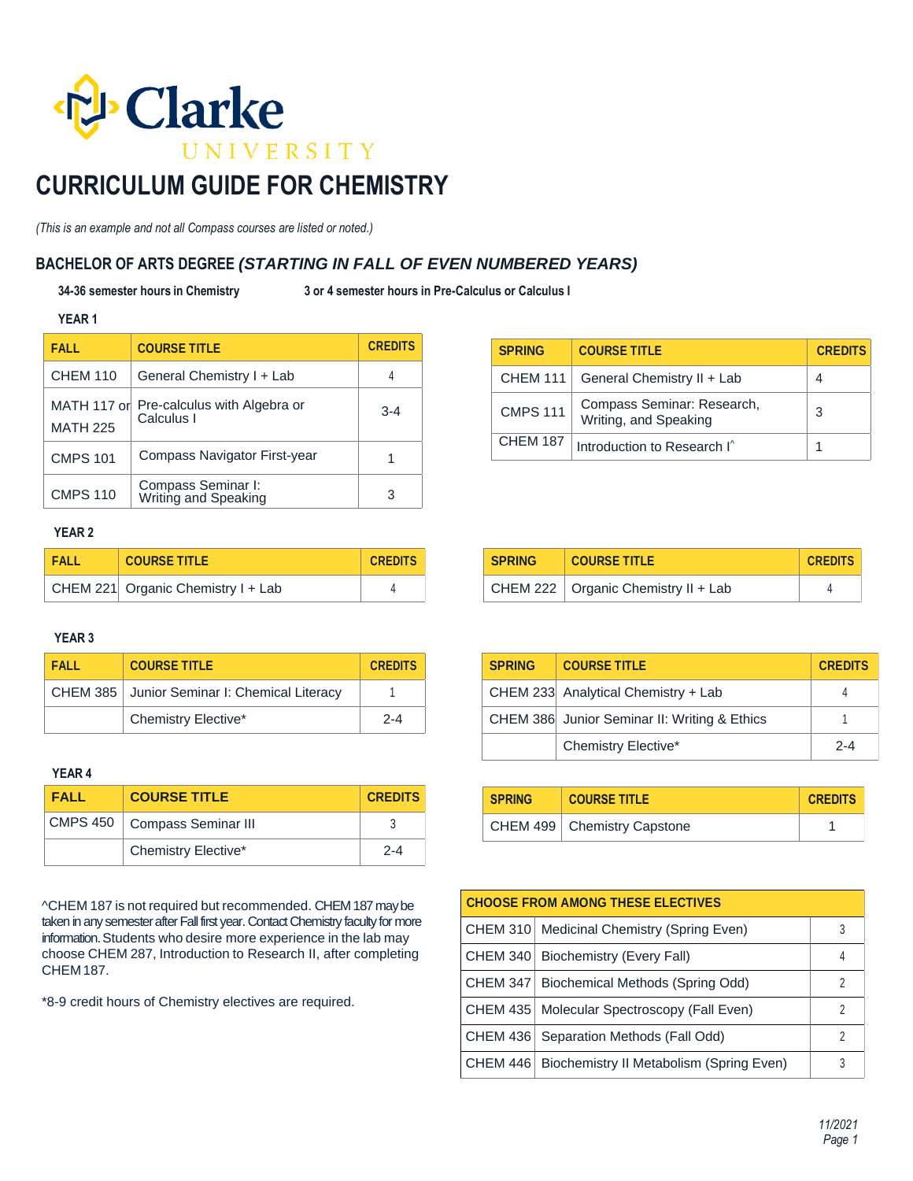# Clarke UNIVERSITY

# CURRICULUM GUIDE FOR CHEMISTRY

*(This is an example and not all Compass courses are listed or noted.)*

## BACHELOR OF ARTS DEGREE *(STARTING IN FALL OF EVEN NUMBERED YEARS)*

**34-36 semester hours in Chemistry** **3 or 4 semester hours in Pre-Calculus or Calculus I**

### YEAR 1

| FALL | COURSE TITLE | CREDITS |
|---|---|---|
| CHEM 110 | General Chemistry I + Lab | 4 |
| MATH 117 or MATH 225 | Pre-calculus with Algebra or Calculus I | 3-4 |
| CMPS 101 | Compass Navigator First-year | 1 |
| CMPS 110 | Compass Seminar I: Writing and Speaking | 3 |

| SPRING | COURSE TITLE | CREDITS |
|---|---|---|
| CHEM 111 | General Chemistry II + Lab | 4 |
| CMPS 111 | Compass Seminar: Research, Writing, and Speaking | 3 |
| CHEM 187 | Introduction to Research I^ | 1 |

### YEAR 2

| FALL | COURSE TITLE | CREDITS |
|---|---|---|
| CHEM 221 | Organic Chemistry I + Lab | 4 |

| SPRING | COURSE TITLE | CREDITS |
|---|---|---|
| CHEM 222 | Organic Chemistry II + Lab | 4 |

### YEAR 3

| FALL | COURSE TITLE | CREDITS |
|---|---|---|
| CHEM 385 | Junior Seminar I: Chemical Literacy | 1 |
| | Chemistry Elective* | 2-4 |

| SPRING | COURSE TITLE | CREDITS |
|---|---|---|
| CHEM 233 | Analytical Chemistry + Lab | 4 |
| CHEM 386 | Junior Seminar II: Writing & Ethics | 1 |
| | Chemistry Elective* | 2-4 |

### YEAR 4

| FALL | COURSE TITLE | CREDITS |
|---|---|---|
| CMPS 450 | Compass Seminar III | 3 |
| | Chemistry Elective* | 2-4 |

| SPRING | COURSE TITLE | CREDITS |
|---|---|---|
| CHEM 499 | Chemistry Capstone | 1 |

^CHEM 187 is not required but recommended. CHEM 187 may be taken in any semester after Fall first year. Contact Chemistry faculty for more information. Students who desire more experience in the lab may choose CHEM 287, Introduction to Research II, after completing CHEM 187.

*8-9 credit hours of Chemistry electives are required.

| CHOOSE FROM AMONG THESE ELECTIVES | | |
|---|---|---|
| CHEM 310 | Medicinal Chemistry (Spring Even) | 3 |
| CHEM 340 | Biochemistry (Every Fall) | 4 |
| CHEM 347 | Biochemical Methods (Spring Odd) | 2 |
| CHEM 435 | Molecular Spectroscopy (Fall Even) | 2 |
| CHEM 436 | Separation Methods (Fall Odd) | 2 |
| CHEM 446 | Biochemistry II Metabolism (Spring Even) | 3 |

*11/2021*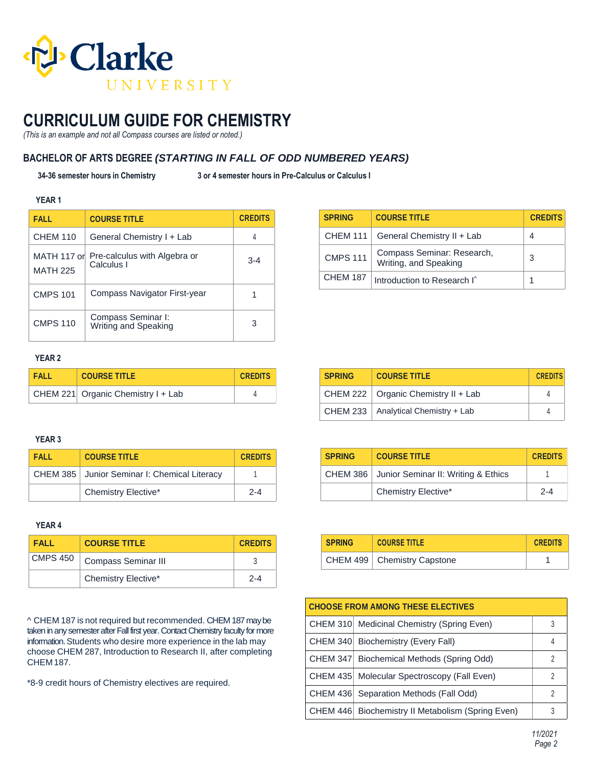Clarke UNIVERSITY

# CURRICULUM GUIDE FOR CHEMISTRY

*(This is an example and not all Compass courses are listed or noted.)*

## BACHELOR OF ARTS DEGREE *(STARTING IN FALL OF ODD NUMBERED YEARS)*

**34-36 semester hours in Chemistry** **3 or 4 semester hours in Pre-Calculus or Calculus I**

### YEAR 1

| FALL | COURSE TITLE | CREDITS |
|---|---|---|
| CHEM 110 | General Chemistry I + Lab | 4 |
| MATH 117 or MATH 225 | Pre-calculus with Algebra or Calculus I | 3-4 |
| CMPS 101 | Compass Navigator First-year | 1 |
| CMPS 110 | Compass Seminar I: Writing and Speaking | 3 |

| SPRING | COURSE TITLE | CREDITS |
|---|---|---|
| CHEM 111 | General Chemistry II + Lab | 4 |
| CMPS 111 | Compass Seminar: Research, Writing, and Speaking | 3 |
| CHEM 187 | Introduction to Research I^ | 1 |

### YEAR 2

| FALL | COURSE TITLE | CREDITS |
|---|---|---|
| CHEM 221 | Organic Chemistry I + Lab | 4 |

| SPRING | COURSE TITLE | CREDITS |
|---|---|---|
| CHEM 222 | Organic Chemistry II + Lab | 4 |
| CHEM 233 | Analytical Chemistry + Lab | 4 |

### YEAR 3

| FALL | COURSE TITLE | CREDITS |
|---|---|---|
| CHEM 385 | Junior Seminar I: Chemical Literacy | 1 |
| | Chemistry Elective* | 2-4 |

| SPRING | COURSE TITLE | CREDITS |
|---|---|---|
| CHEM 386 | Junior Seminar II: Writing & Ethics | 1 |
| | Chemistry Elective* | 2-4 |

### YEAR 4

| FALL | COURSE TITLE | CREDITS |
|---|---|---|
| CMPS 450 | Compass Seminar III | 3 |
| | Chemistry Elective* | 2-4 |

| SPRING | COURSE TITLE | CREDITS |
|---|---|---|
| CHEM 499 | Chemistry Capstone | 1 |

^ CHEM 187 is not required but recommended. CHEM 187 may be taken in any semester after Fall first year. Contact Chemistry faculty for more information. Students who desire more experience in the lab may choose CHEM 287, Introduction to Research II, after completing CHEM 187.

*8-9 credit hours of Chemistry electives are required.

| CHOOSE FROM AMONG THESE ELECTIVES | | |
|---|---|---|
| CHEM 310 | Medicinal Chemistry (Spring Even) | 3 |
| CHEM 340 | Biochemistry (Every Fall) | 4 |
| CHEM 347 | Biochemical Methods (Spring Odd) | 2 |
| CHEM 435 | Molecular Spectroscopy (Fall Even) | 2 |
| CHEM 436 | Separation Methods (Fall Odd) | 2 |
| CHEM 446 | Biochemistry II Metabolism (Spring Even) | 3 |

*11/2021*